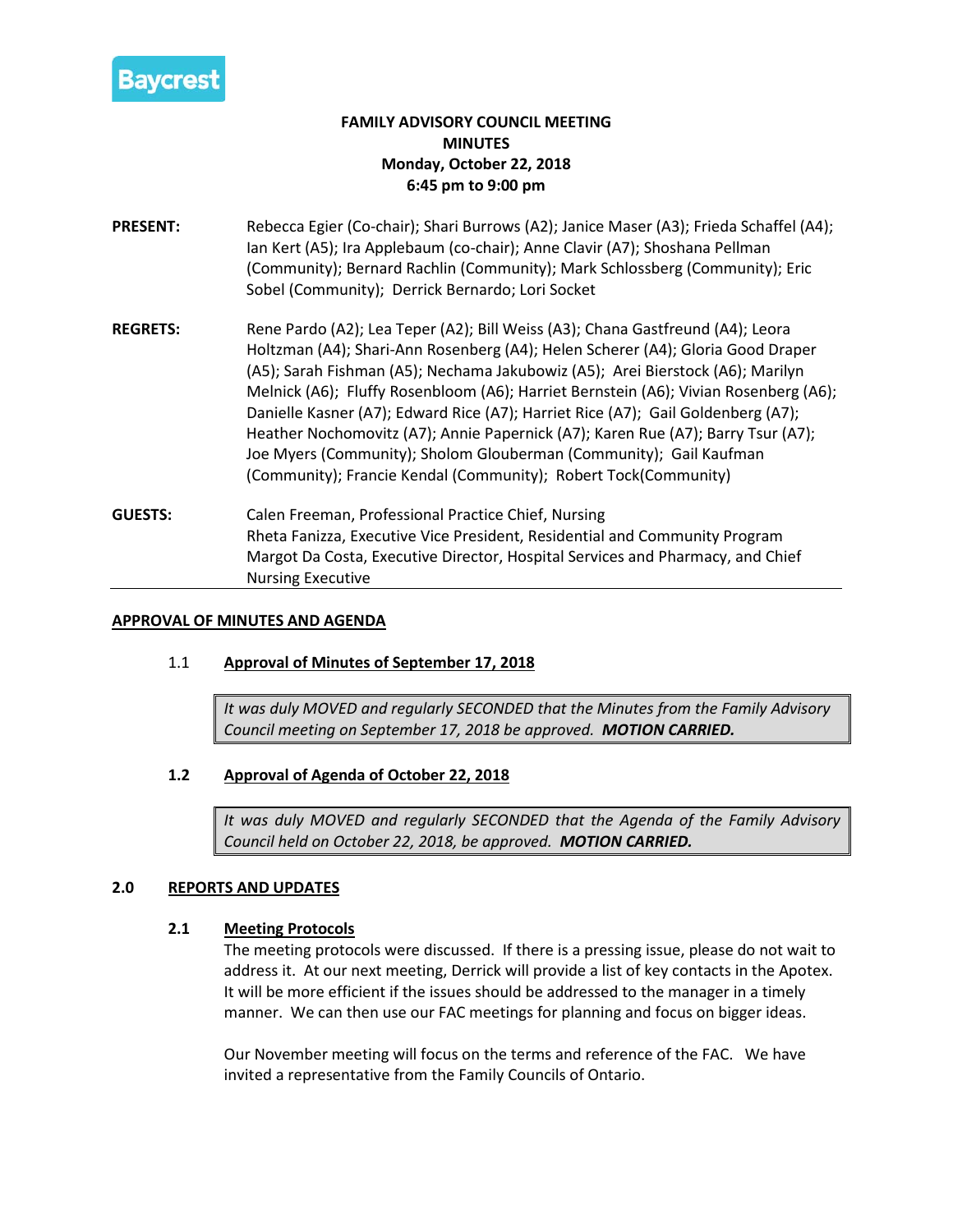Baycrest

# FAMILY ADVISORY COUNCIL MEETING
## MINUTES
**Monday, October 22, 2018**
**6:45 pm to 9:00 pm**

**PRESENT:** Rebecca Egier (Co-chair); Shari Burrows (A2); Janice Maser (A3); Frieda Schaffel (A4); Ian Kert (A5); Ira Applebaum (co-chair); Anne Clavir (A7); Shoshana Pellman (Community); Bernard Rachlin (Community); Mark Schlossberg (Community); Eric Sobel (Community); Derrick Bernardo; Lori Socket

**REGRETS:** Rene Pardo (A2); Lea Teper (A2); Bill Weiss (A3); Chana Gastfreund (A4); Leora Holtzman (A4); Shari-Ann Rosenberg (A4); Helen Scherer (A4); Gloria Good Draper (A5); Sarah Fishman (A5); Nechama Jakubowiz (A5); Arei Bierstock (A6); Marilyn Melnick (A6); Fluffy Rosenbloom (A6); Harriet Bernstein (A6); Vivian Rosenberg (A6); Danielle Kasner (A7); Edward Rice (A7); Harriet Rice (A7); Gail Goldenberg (A7); Heather Nochomovitz (A7); Annie Papernick (A7); Karen Rue (A7); Barry Tsur (A7); Joe Myers (Community); Sholom Glouberman (Community); Gail Kaufman (Community); Francie Kendal (Community); Robert Tock(Community)

**GUESTS:** Calen Freeman, Professional Practice Chief, Nursing
Rheta Fanizza, Executive Vice President, Residential and Community Program
Margot Da Costa, Executive Director, Hospital Services and Pharmacy, and Chief Nursing Executive

---

## APPROVAL OF MINUTES AND AGENDA

### 1.1 Approval of Minutes of September 17, 2018

*It was duly MOVED and regularly SECONDED that the Minutes from the Family Advisory Council meeting on September 17, 2018 be approved.* ***MOTION CARRIED.***

### 1.2 Approval of Agenda of October 22, 2018

*It was duly MOVED and regularly SECONDED that the Agenda of the Family Advisory Council held on October 22, 2018, be approved.* ***MOTION CARRIED.***

## 2.0 REPORTS AND UPDATES

### 2.1 Meeting Protocols

The meeting protocols were discussed. If there is a pressing issue, please do not wait to address it. At our next meeting, Derrick will provide a list of key contacts in the Apotex. It will be more efficient if the issues should be addressed to the manager in a timely manner. We can then use our FAC meetings for planning and focus on bigger ideas.

Our November meeting will focus on the terms and reference of the FAC. We have invited a representative from the Family Councils of Ontario.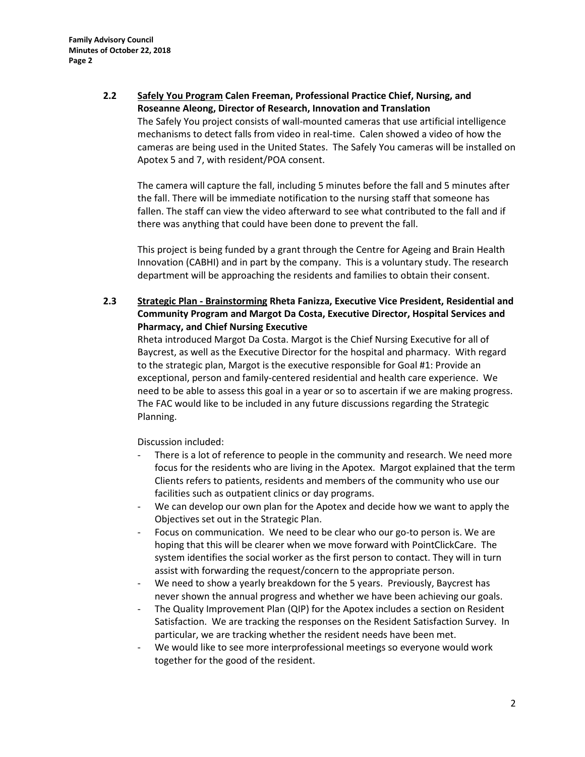### 2.2 Safely You Program Calen Freeman, Professional Practice Chief, Nursing, and Roseanne Aleong, Director of Research, Innovation and Translation

The Safely You project consists of wall-mounted cameras that use artificial intelligence mechanisms to detect falls from video in real-time. Calen showed a video of how the cameras are being used in the United States. The Safely You cameras will be installed on Apotex 5 and 7, with resident/POA consent.

The camera will capture the fall, including 5 minutes before the fall and 5 minutes after the fall. There will be immediate notification to the nursing staff that someone has fallen. The staff can view the video afterward to see what contributed to the fall and if there was anything that could have been done to prevent the fall.

This project is being funded by a grant through the Centre for Ageing and Brain Health Innovation (CABHI) and in part by the company. This is a voluntary study. The research department will be approaching the residents and families to obtain their consent.

### 2.3 Strategic Plan - Brainstorming Rheta Fanizza, Executive Vice President, Residential and Community Program and Margot Da Costa, Executive Director, Hospital Services and Pharmacy, and Chief Nursing Executive

Rheta introduced Margot Da Costa. Margot is the Chief Nursing Executive for all of Baycrest, as well as the Executive Director for the hospital and pharmacy. With regard to the strategic plan, Margot is the executive responsible for Goal #1: Provide an exceptional, person and family-centered residential and health care experience. We need to be able to assess this goal in a year or so to ascertain if we are making progress. The FAC would like to be included in any future discussions regarding the Strategic Planning.

Discussion included:

- There is a lot of reference to people in the community and research. We need more focus for the residents who are living in the Apotex. Margot explained that the term Clients refers to patients, residents and members of the community who use our facilities such as outpatient clinics or day programs.
- We can develop our own plan for the Apotex and decide how we want to apply the Objectives set out in the Strategic Plan.
- Focus on communication. We need to be clear who our go-to person is. We are hoping that this will be clearer when we move forward with PointClickCare. The system identifies the social worker as the first person to contact. They will in turn assist with forwarding the request/concern to the appropriate person.
- We need to show a yearly breakdown for the 5 years. Previously, Baycrest has never shown the annual progress and whether we have been achieving our goals.
- The Quality Improvement Plan (QIP) for the Apotex includes a section on Resident Satisfaction. We are tracking the responses on the Resident Satisfaction Survey. In particular, we are tracking whether the resident needs have been met.
- We would like to see more interprofessional meetings so everyone would work together for the good of the resident.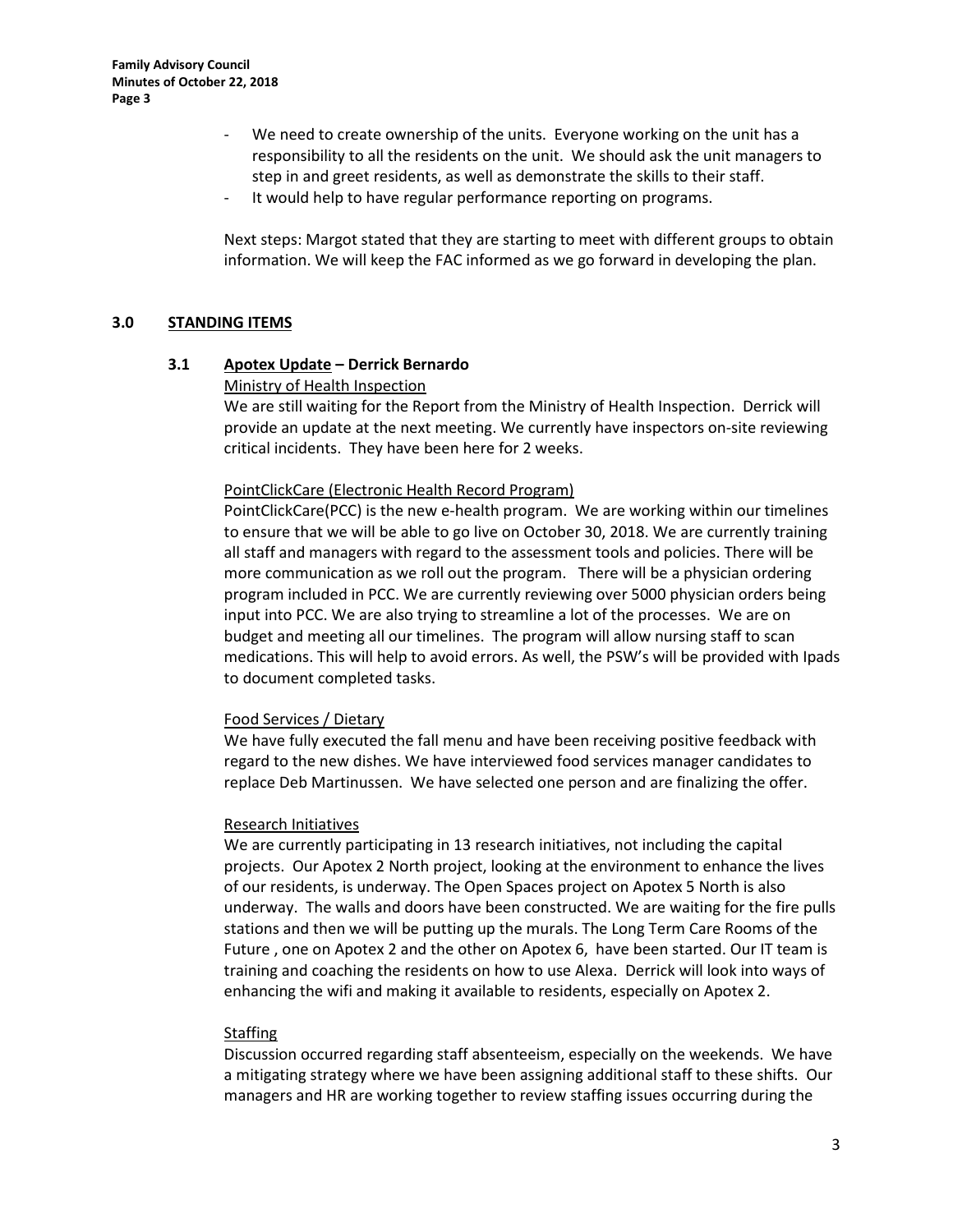- We need to create ownership of the units. Everyone working on the unit has a responsibility to all the residents on the unit. We should ask the unit managers to step in and greet residents, as well as demonstrate the skills to their staff.
- It would help to have regular performance reporting on programs.

Next steps: Margot stated that they are starting to meet with different groups to obtain information. We will keep the FAC informed as we go forward in developing the plan.

## 3.0 STANDING ITEMS

### 3.1 Apotex Update – Derrick Bernardo

Ministry of Health Inspection

We are still waiting for the Report from the Ministry of Health Inspection. Derrick will provide an update at the next meeting. We currently have inspectors on-site reviewing critical incidents. They have been here for 2 weeks.

PointClickCare (Electronic Health Record Program)

PointClickCare(PCC) is the new e-health program. We are working within our timelines to ensure that we will be able to go live on October 30, 2018. We are currently training all staff and managers with regard to the assessment tools and policies. There will be more communication as we roll out the program. There will be a physician ordering program included in PCC. We are currently reviewing over 5000 physician orders being input into PCC. We are also trying to streamline a lot of the processes. We are on budget and meeting all our timelines. The program will allow nursing staff to scan medications. This will help to avoid errors. As well, the PSW's will be provided with Ipads to document completed tasks.

Food Services / Dietary

We have fully executed the fall menu and have been receiving positive feedback with regard to the new dishes. We have interviewed food services manager candidates to replace Deb Martinussen. We have selected one person and are finalizing the offer.

Research Initiatives

We are currently participating in 13 research initiatives, not including the capital projects. Our Apotex 2 North project, looking at the environment to enhance the lives of our residents, is underway. The Open Spaces project on Apotex 5 North is also underway. The walls and doors have been constructed. We are waiting for the fire pulls stations and then we will be putting up the murals. The Long Term Care Rooms of the Future , one on Apotex 2 and the other on Apotex 6, have been started. Our IT team is training and coaching the residents on how to use Alexa. Derrick will look into ways of enhancing the wifi and making it available to residents, especially on Apotex 2.

Staffing

Discussion occurred regarding staff absenteeism, especially on the weekends. We have a mitigating strategy where we have been assigning additional staff to these shifts. Our managers and HR are working together to review staffing issues occurring during the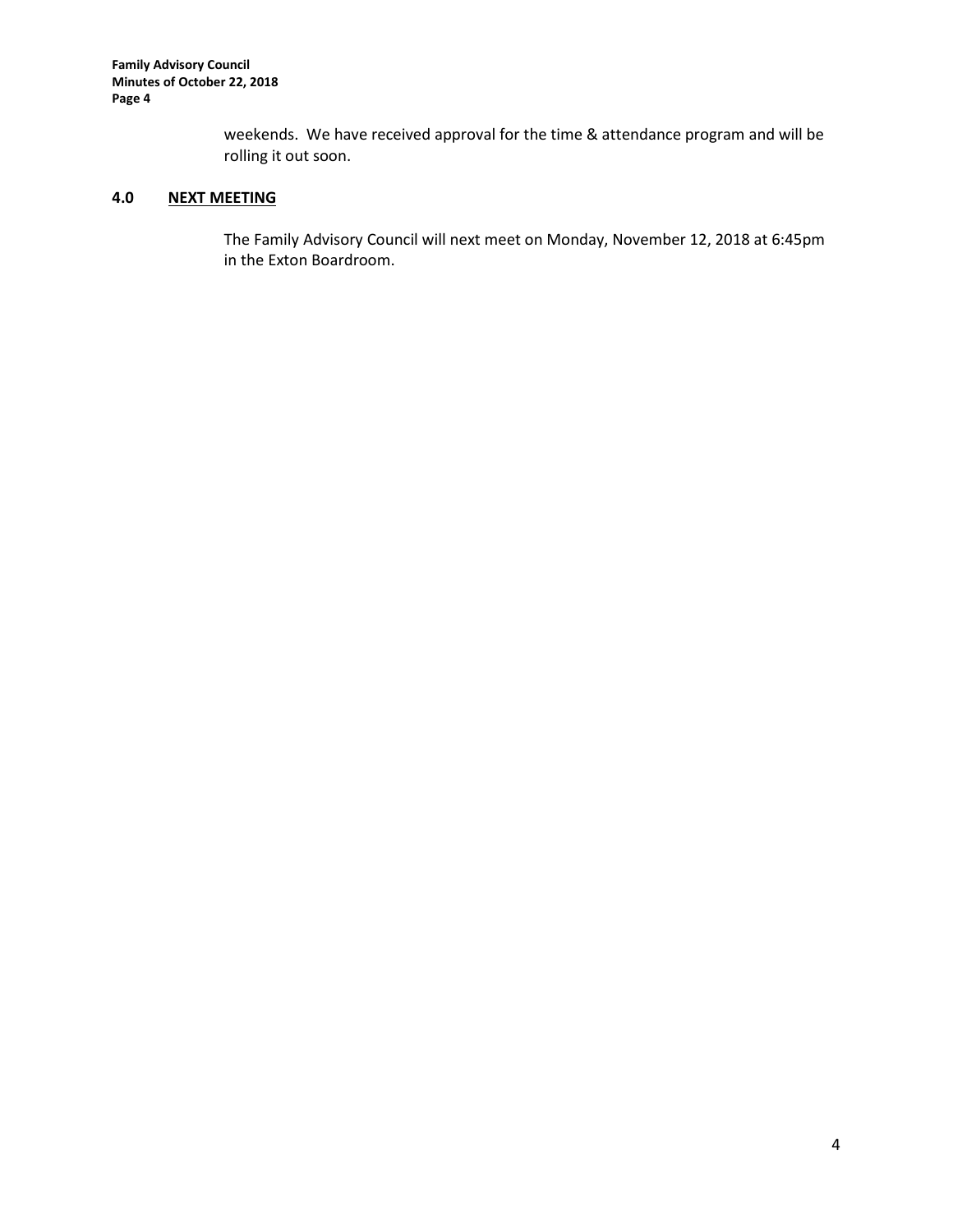weekends. We have received approval for the time & attendance program and will be rolling it out soon.

## 4.0 NEXT MEETING

The Family Advisory Council will next meet on Monday, November 12, 2018 at 6:45pm in the Exton Boardroom.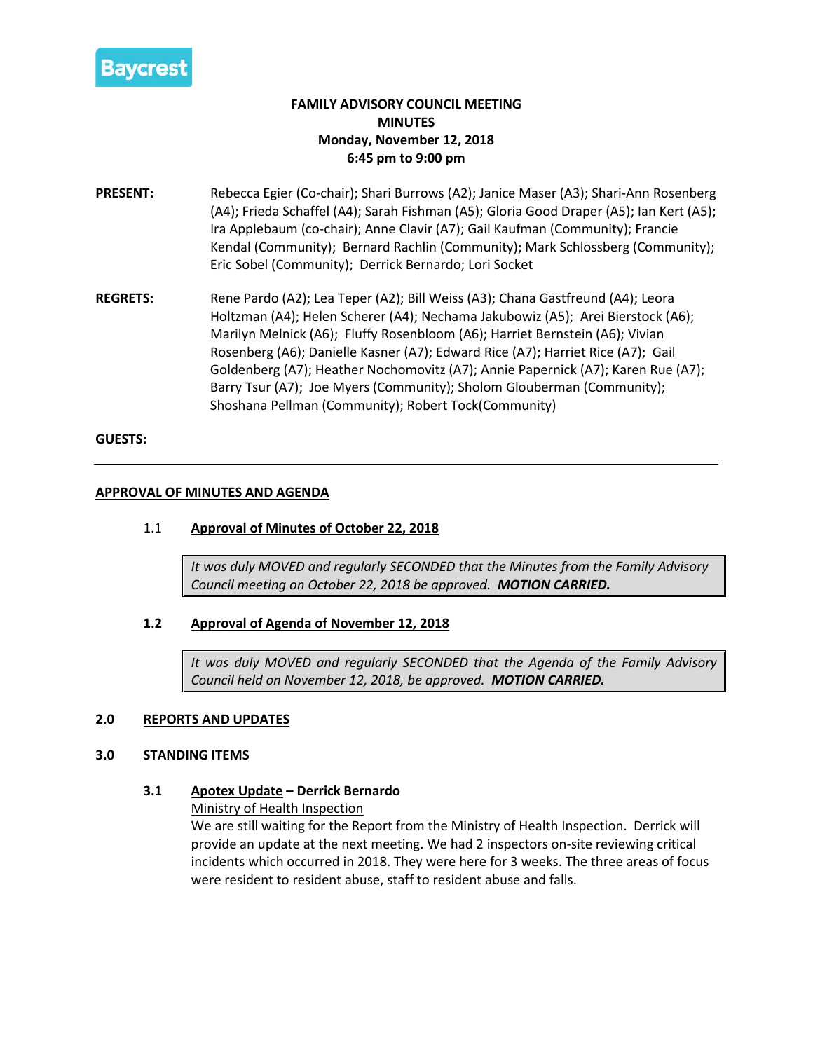Baycrest

# FAMILY ADVISORY COUNCIL MEETING
## MINUTES
**Monday, November 12, 2018**
**6:45 pm to 9:00 pm**

**PRESENT:** Rebecca Egier (Co-chair); Shari Burrows (A2); Janice Maser (A3); Shari-Ann Rosenberg (A4); Frieda Schaffel (A4); Sarah Fishman (A5); Gloria Good Draper (A5); Ian Kert (A5); Ira Applebaum (co-chair); Anne Clavir (A7); Gail Kaufman (Community); Francie Kendal (Community); Bernard Rachlin (Community); Mark Schlossberg (Community); Eric Sobel (Community); Derrick Bernardo; Lori Socket

**REGRETS:** Rene Pardo (A2); Lea Teper (A2); Bill Weiss (A3); Chana Gastfreund (A4); Leora Holtzman (A4); Helen Scherer (A4); Nechama Jakubowiz (A5); Arei Bierstock (A6); Marilyn Melnick (A6); Fluffy Rosenbloom (A6); Harriet Bernstein (A6); Vivian Rosenberg (A6); Danielle Kasner (A7); Edward Rice (A7); Harriet Rice (A7); Gail Goldenberg (A7); Heather Nochomovitz (A7); Annie Papernick (A7); Karen Rue (A7); Barry Tsur (A7); Joe Myers (Community); Sholom Glouberman (Community); Shoshana Pellman (Community); Robert Tock(Community)

**GUESTS:**

---

## APPROVAL OF MINUTES AND AGENDA

### 1.1 Approval of Minutes of October 22, 2018

> *It was duly MOVED and regularly SECONDED that the Minutes from the Family Advisory Council meeting on October 22, 2018 be approved.* ***MOTION CARRIED.***

### 1.2 Approval of Agenda of November 12, 2018

> *It was duly MOVED and regularly SECONDED that the Agenda of the Family Advisory Council held on November 12, 2018, be approved.* ***MOTION CARRIED.***

## 2.0 REPORTS AND UPDATES

## 3.0 STANDING ITEMS

### 3.1 Apotex Update – Derrick Bernardo

Ministry of Health Inspection

We are still waiting for the Report from the Ministry of Health Inspection. Derrick will provide an update at the next meeting. We had 2 inspectors on-site reviewing critical incidents which occurred in 2018. They were here for 3 weeks. The three areas of focus were resident to resident abuse, staff to resident abuse and falls.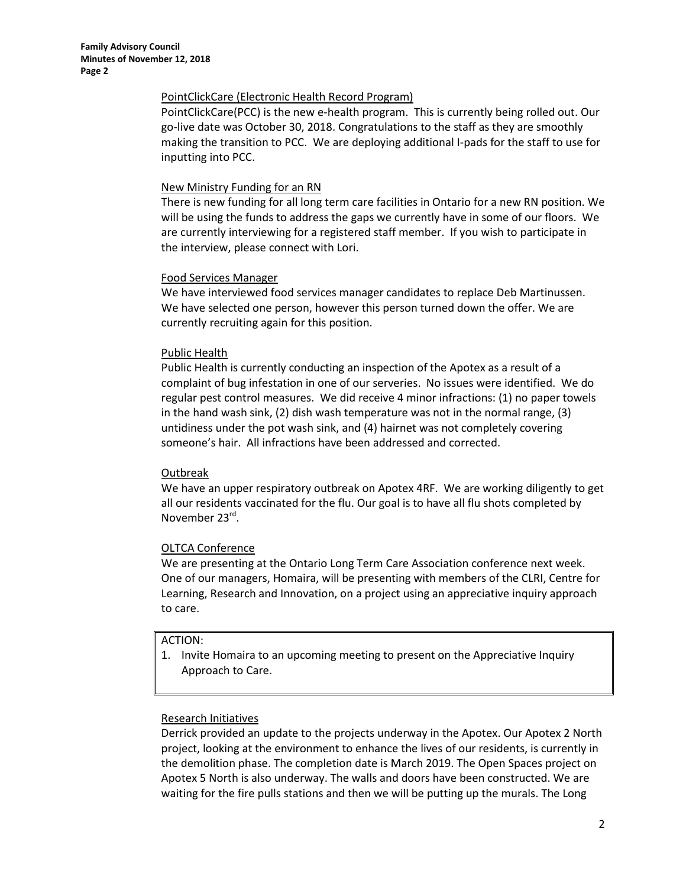PointClickCare (Electronic Health Record Program)

PointClickCare(PCC) is the new e-health program. This is currently being rolled out. Our go-live date was October 30, 2018. Congratulations to the staff as they are smoothly making the transition to PCC. We are deploying additional I-pads for the staff to use for inputting into PCC.

New Ministry Funding for an RN

There is new funding for all long term care facilities in Ontario for a new RN position. We will be using the funds to address the gaps we currently have in some of our floors. We are currently interviewing for a registered staff member. If you wish to participate in the interview, please connect with Lori.

Food Services Manager

We have interviewed food services manager candidates to replace Deb Martinussen. We have selected one person, however this person turned down the offer. We are currently recruiting again for this position.

Public Health

Public Health is currently conducting an inspection of the Apotex as a result of a complaint of bug infestation in one of our serveries. No issues were identified. We do regular pest control measures. We did receive 4 minor infractions: (1) no paper towels in the hand wash sink, (2) dish wash temperature was not in the normal range, (3) untidiness under the pot wash sink, and (4) hairnet was not completely covering someone's hair. All infractions have been addressed and corrected.

Outbreak

We have an upper respiratory outbreak on Apotex 4RF. We are working diligently to get all our residents vaccinated for the flu. Our goal is to have all flu shots completed by November 23rd.

OLTCA Conference

We are presenting at the Ontario Long Term Care Association conference next week. One of our managers, Homaira, will be presenting with members of the CLRI, Centre for Learning, Research and Innovation, on a project using an appreciative inquiry approach to care.

ACTION:

1. Invite Homaira to an upcoming meeting to present on the Appreciative Inquiry Approach to Care.

Research Initiatives

Derrick provided an update to the projects underway in the Apotex. Our Apotex 2 North project, looking at the environment to enhance the lives of our residents, is currently in the demolition phase. The completion date is March 2019. The Open Spaces project on Apotex 5 North is also underway. The walls and doors have been constructed. We are waiting for the fire pulls stations and then we will be putting up the murals. The Long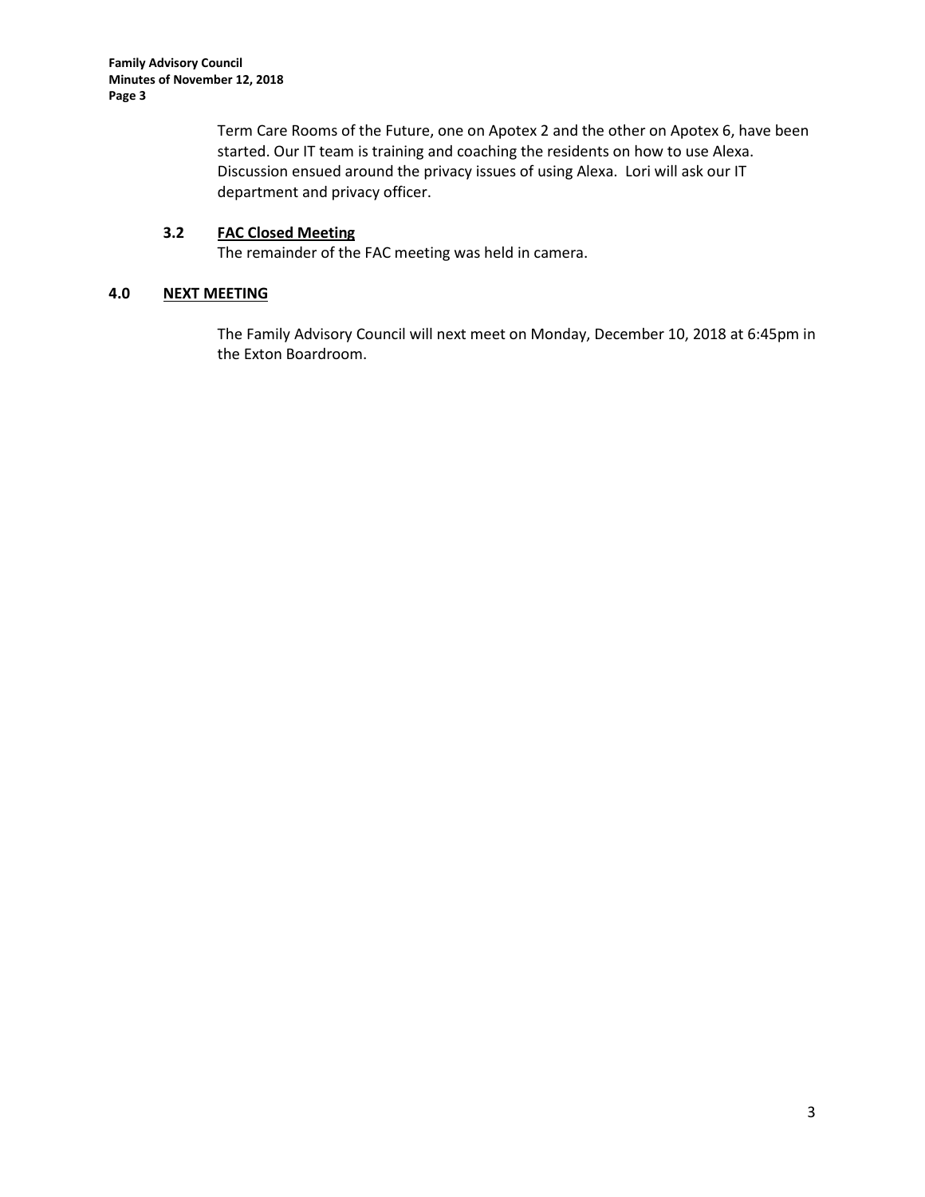Term Care Rooms of the Future, one on Apotex 2 and the other on Apotex 6, have been started. Our IT team is training and coaching the residents on how to use Alexa. Discussion ensued around the privacy issues of using Alexa. Lori will ask our IT department and privacy officer.

### 3.2 FAC Closed Meeting

The remainder of the FAC meeting was held in camera.

## 4.0 NEXT MEETING

The Family Advisory Council will next meet on Monday, December 10, 2018 at 6:45pm in the Exton Boardroom.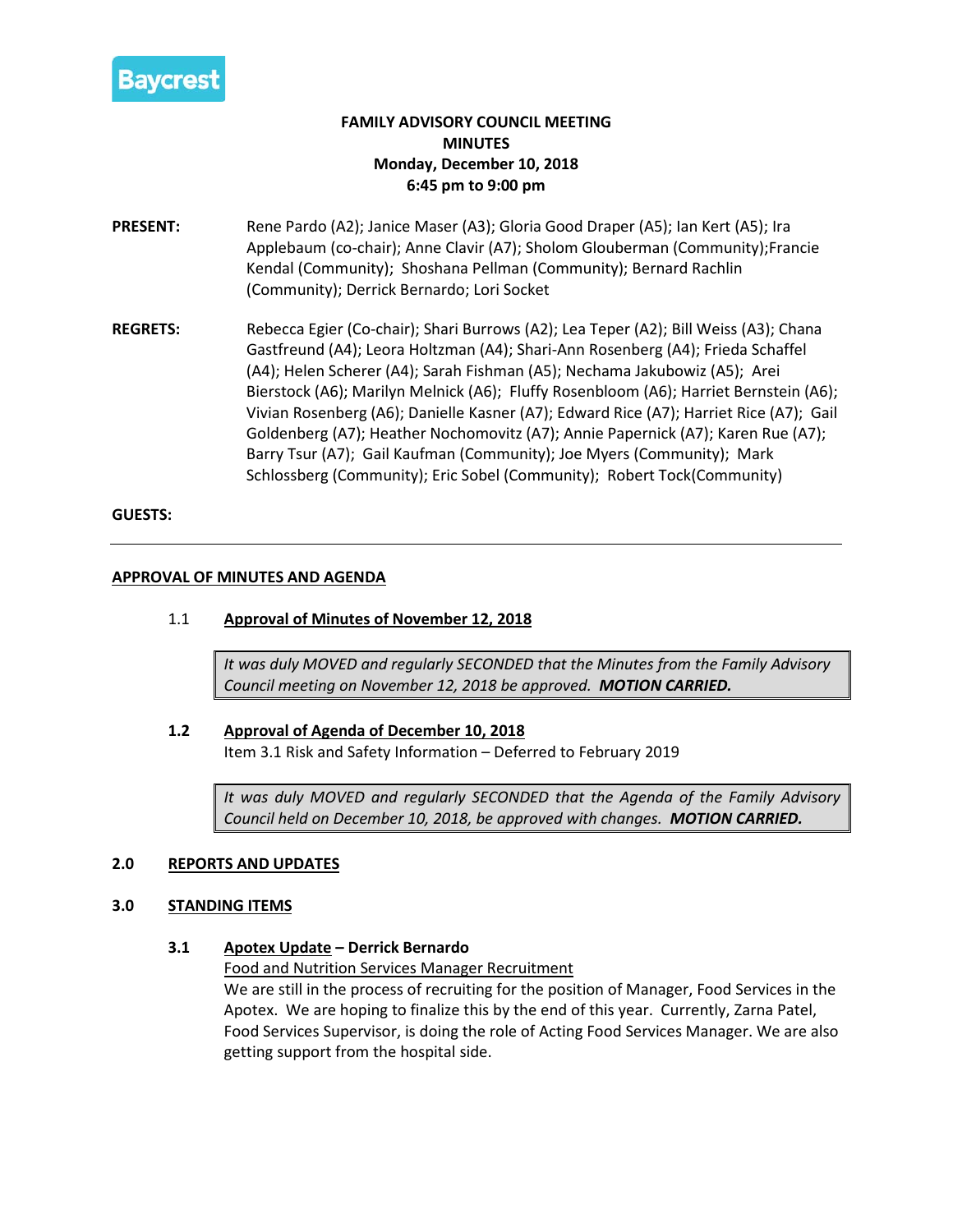Baycrest

**FAMILY ADVISORY COUNCIL MEETING**
**MINUTES**
**Monday, December 10, 2018**
**6:45 pm to 9:00 pm**

**PRESENT:** Rene Pardo (A2); Janice Maser (A3); Gloria Good Draper (A5); Ian Kert (A5); Ira Applebaum (co-chair); Anne Clavir (A7); Sholom Glouberman (Community);Francie Kendal (Community); Shoshana Pellman (Community); Bernard Rachlin (Community); Derrick Bernardo; Lori Socket

**REGRETS:** Rebecca Egier (Co-chair); Shari Burrows (A2); Lea Teper (A2); Bill Weiss (A3); Chana Gastfreund (A4); Leora Holtzman (A4); Shari-Ann Rosenberg (A4); Frieda Schaffel (A4); Helen Scherer (A4); Sarah Fishman (A5); Nechama Jakubowiz (A5); Arei Bierstock (A6); Marilyn Melnick (A6); Fluffy Rosenbloom (A6); Harriet Bernstein (A6); Vivian Rosenberg (A6); Danielle Kasner (A7); Edward Rice (A7); Harriet Rice (A7); Gail Goldenberg (A7); Heather Nochomovitz (A7); Annie Papernick (A7); Karen Rue (A7); Barry Tsur (A7); Gail Kaufman (Community); Joe Myers (Community); Mark Schlossberg (Community); Eric Sobel (Community); Robert Tock(Community)

**GUESTS:**

---

## APPROVAL OF MINUTES AND AGENDA

### 1.1 Approval of Minutes of November 12, 2018

*It was duly MOVED and regularly SECONDED that the Minutes from the Family Advisory Council meeting on November 12, 2018 be approved.* ***MOTION CARRIED.***

### 1.2 Approval of Agenda of December 10, 2018

Item 3.1 Risk and Safety Information – Deferred to February 2019

*It was duly MOVED and regularly SECONDED that the Agenda of the Family Advisory Council held on December 10, 2018, be approved with changes.* ***MOTION CARRIED.***

## 2.0 REPORTS AND UPDATES

## 3.0 STANDING ITEMS

### 3.1 Apotex Update – Derrick Bernardo

Food and Nutrition Services Manager Recruitment

We are still in the process of recruiting for the position of Manager, Food Services in the Apotex. We are hoping to finalize this by the end of this year. Currently, Zarna Patel, Food Services Supervisor, is doing the role of Acting Food Services Manager. We are also getting support from the hospital side.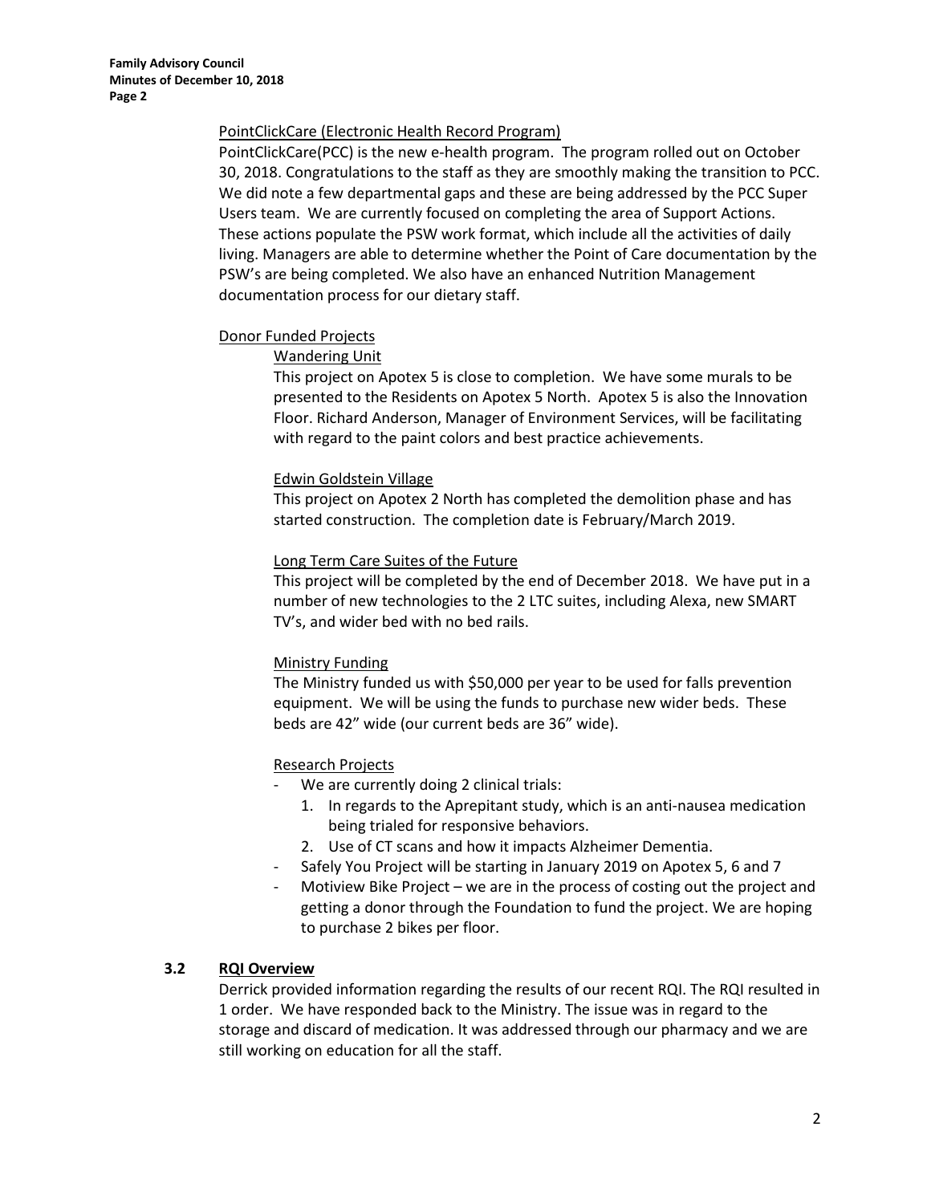PointClickCare (Electronic Health Record Program)

PointClickCare(PCC) is the new e-health program. The program rolled out on October 30, 2018. Congratulations to the staff as they are smoothly making the transition to PCC. We did note a few departmental gaps and these are being addressed by the PCC Super Users team. We are currently focused on completing the area of Support Actions. These actions populate the PSW work format, which include all the activities of daily living. Managers are able to determine whether the Point of Care documentation by the PSW's are being completed. We also have an enhanced Nutrition Management documentation process for our dietary staff.

Donor Funded Projects

Wandering Unit

This project on Apotex 5 is close to completion. We have some murals to be presented to the Residents on Apotex 5 North. Apotex 5 is also the Innovation Floor. Richard Anderson, Manager of Environment Services, will be facilitating with regard to the paint colors and best practice achievements.

Edwin Goldstein Village

This project on Apotex 2 North has completed the demolition phase and has started construction. The completion date is February/March 2019.

Long Term Care Suites of the Future

This project will be completed by the end of December 2018. We have put in a number of new technologies to the 2 LTC suites, including Alexa, new SMART TV's, and wider bed with no bed rails.

Ministry Funding

The Ministry funded us with $50,000 per year to be used for falls prevention equipment. We will be using the funds to purchase new wider beds. These beds are 42" wide (our current beds are 36" wide).

Research Projects

- We are currently doing 2 clinical trials:
  1. In regards to the Aprepitant study, which is an anti-nausea medication being trialed for responsive behaviors.
  2. Use of CT scans and how it impacts Alzheimer Dementia.
- Safely You Project will be starting in January 2019 on Apotex 5, 6 and 7
- Motiview Bike Project – we are in the process of costing out the project and getting a donor through the Foundation to fund the project. We are hoping to purchase 2 bikes per floor.

### 3.2 RQI Overview

Derrick provided information regarding the results of our recent RQI. The RQI resulted in 1 order. We have responded back to the Ministry. The issue was in regard to the storage and discard of medication. It was addressed through our pharmacy and we are still working on education for all the staff.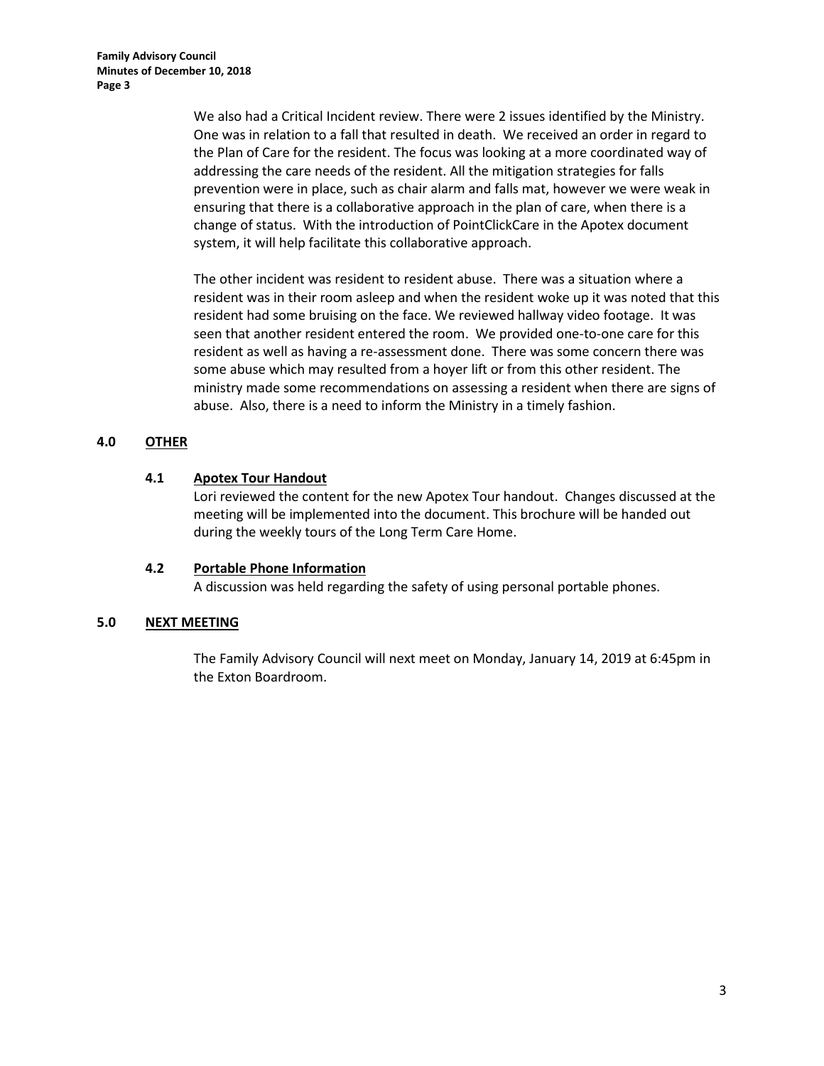We also had a Critical Incident review. There were 2 issues identified by the Ministry. One was in relation to a fall that resulted in death. We received an order in regard to the Plan of Care for the resident. The focus was looking at a more coordinated way of addressing the care needs of the resident. All the mitigation strategies for falls prevention were in place, such as chair alarm and falls mat, however we were weak in ensuring that there is a collaborative approach in the plan of care, when there is a change of status. With the introduction of PointClickCare in the Apotex document system, it will help facilitate this collaborative approach.

The other incident was resident to resident abuse. There was a situation where a resident was in their room asleep and when the resident woke up it was noted that this resident had some bruising on the face. We reviewed hallway video footage. It was seen that another resident entered the room. We provided one-to-one care for this resident as well as having a re-assessment done. There was some concern there was some abuse which may resulted from a hoyer lift or from this other resident. The ministry made some recommendations on assessing a resident when there are signs of abuse. Also, there is a need to inform the Ministry in a timely fashion.

## 4.0 OTHER

### 4.1 Apotex Tour Handout

Lori reviewed the content for the new Apotex Tour handout. Changes discussed at the meeting will be implemented into the document. This brochure will be handed out during the weekly tours of the Long Term Care Home.

### 4.2 Portable Phone Information

A discussion was held regarding the safety of using personal portable phones.

## 5.0 NEXT MEETING

The Family Advisory Council will next meet on Monday, January 14, 2019 at 6:45pm in the Exton Boardroom.